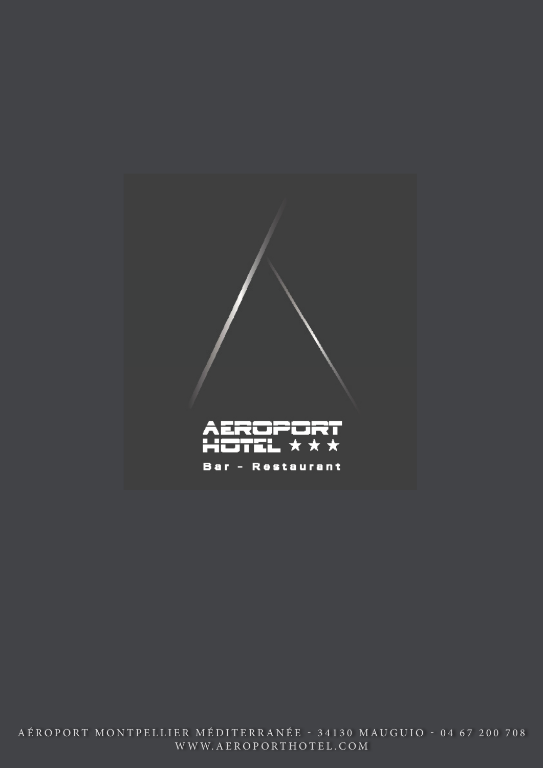# AEROPORT HOTEL ★★★

Bar - Restaurant

AÉROPORT MONTPELLIER MÉDITERRANÉE - 34130 MAUGUIO - 04 67 200 708
WWW.AEROPORTHOTEL.COM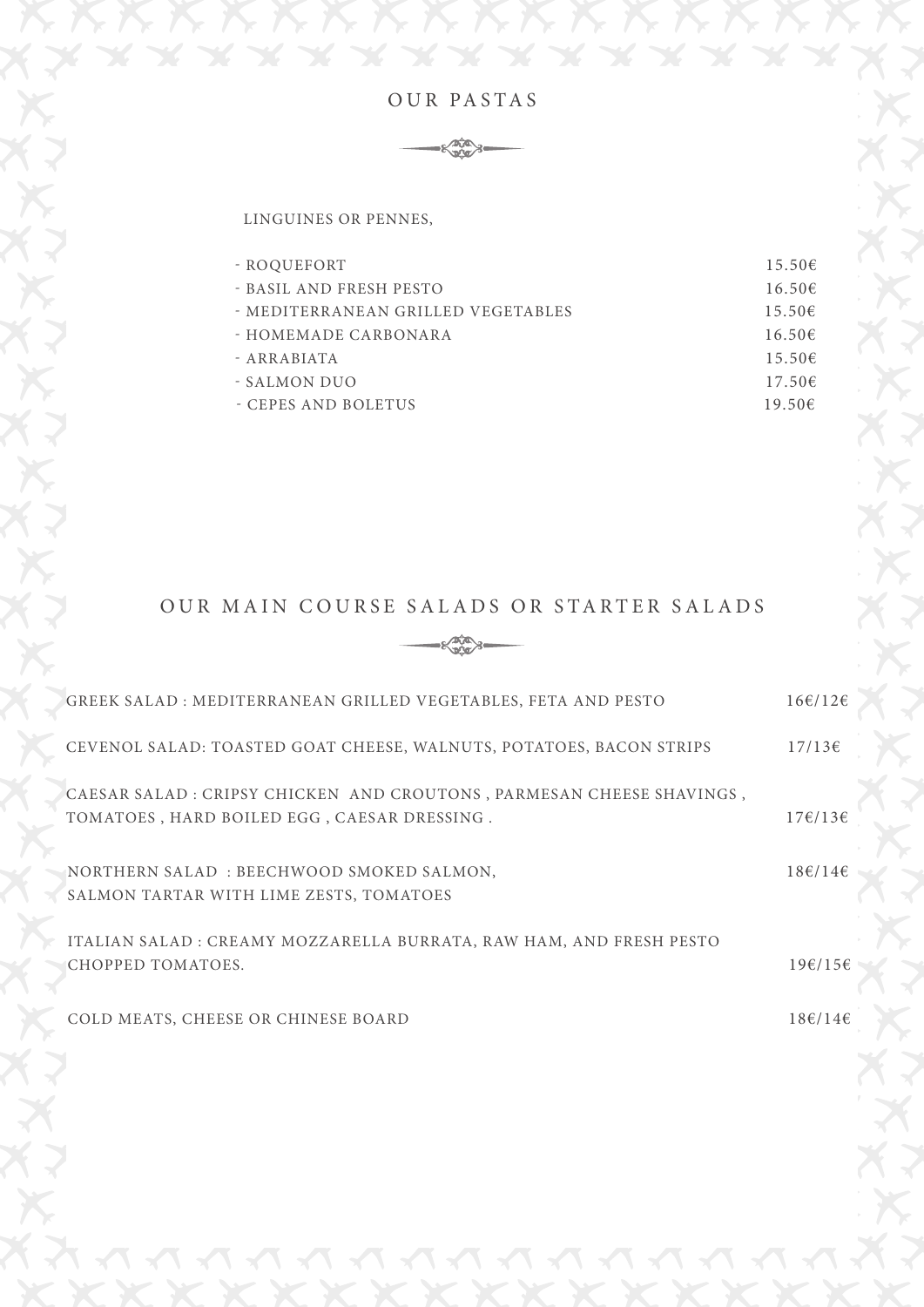# OUR PASTAS

LINGUINES OR PENNES,

| | |
|---|---|
| - ROQUEFORT | 15.50€ |
| - BASIL AND FRESH PESTO | 16.50€ |
| - MEDITERRANEAN GRILLED VEGETABLES | 15.50€ |
| - HOMEMADE CARBONARA | 16.50€ |
| - ARRABIATA | 15.50€ |
| - SALMON DUO | 17.50€ |
| - CEPES AND BOLETUS | 19.50€ |

# OUR MAIN COURSE SALADS OR STARTER SALADS

| | |
|---|---|
| GREEK SALAD : MEDITERRANEAN GRILLED VEGETABLES, FETA AND PESTO | 16€/12€ |
| CEVENOL SALAD: TOASTED GOAT CHEESE, WALNUTS, POTATOES, BACON STRIPS | 17/13€ |
| CAESAR SALAD : CRIPSY CHICKEN AND CROUTONS , PARMESAN CHEESE SHAVINGS , TOMATOES , HARD BOILED EGG , CAESAR DRESSING . | 17€/13€ |
| NORTHERN SALAD : BEECHWOOD SMOKED SALMON, SALMON TARTAR WITH LIME ZESTS, TOMATOES | 18€/14€ |
| ITALIAN SALAD : CREAMY MOZZARELLA BURRATA, RAW HAM, AND FRESH PESTO CHOPPED TOMATOES. | 19€/15€ |
| COLD MEATS, CHEESE OR CHINESE BOARD | 18€/14€ |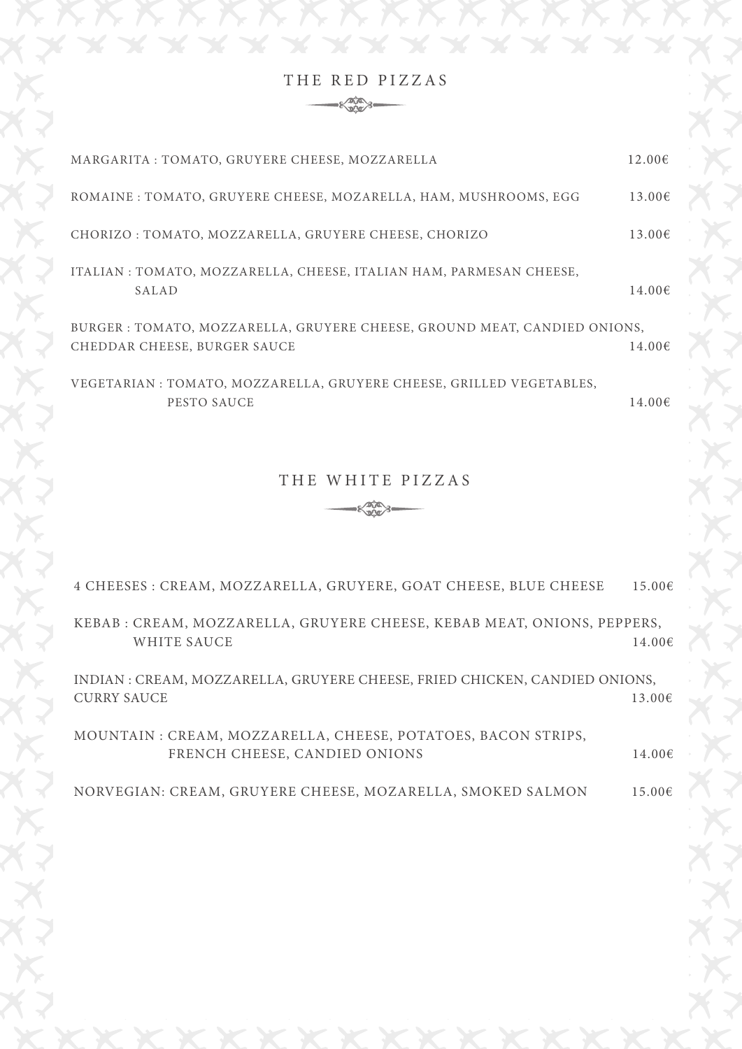## THE RED PIZZAS

MARGARITA : TOMATO, GRUYERE CHEESE, MOZZARELLA 12.00€

ROMAINE : TOMATO, GRUYERE CHEESE, MOZARELLA, HAM, MUSHROOMS, EGG 13.00€

CHORIZO : TOMATO, MOZZARELLA, GRUYERE CHEESE, CHORIZO 13.00€

ITALIAN : TOMATO, MOZZARELLA, CHEESE, ITALIAN HAM, PARMESAN CHEESE, SALAD 14.00€

BURGER : TOMATO, MOZZARELLA, GRUYERE CHEESE, GROUND MEAT, CANDIED ONIONS, CHEDDAR CHEESE, BURGER SAUCE 14.00€

VEGETARIAN : TOMATO, MOZZARELLA, GRUYERE CHEESE, GRILLED VEGETABLES, PESTO SAUCE 14.00€

## THE WHITE PIZZAS

4 CHEESES : CREAM, MOZZARELLA, GRUYERE, GOAT CHEESE, BLUE CHEESE 15.00€

KEBAB : CREAM, MOZZARELLA, GRUYERE CHEESE, KEBAB MEAT, ONIONS, PEPPERS, WHITE SAUCE 14.00€

INDIAN : CREAM, MOZZARELLA, GRUYERE CHEESE, FRIED CHICKEN, CANDIED ONIONS, CURRY SAUCE 13.00€

MOUNTAIN : CREAM, MOZZARELLA, CHEESE, POTATOES, BACON STRIPS, FRENCH CHEESE, CANDIED ONIONS 14.00€

NORVEGIAN: CREAM, GRUYERE CHEESE, MOZARELLA, SMOKED SALMON 15.00€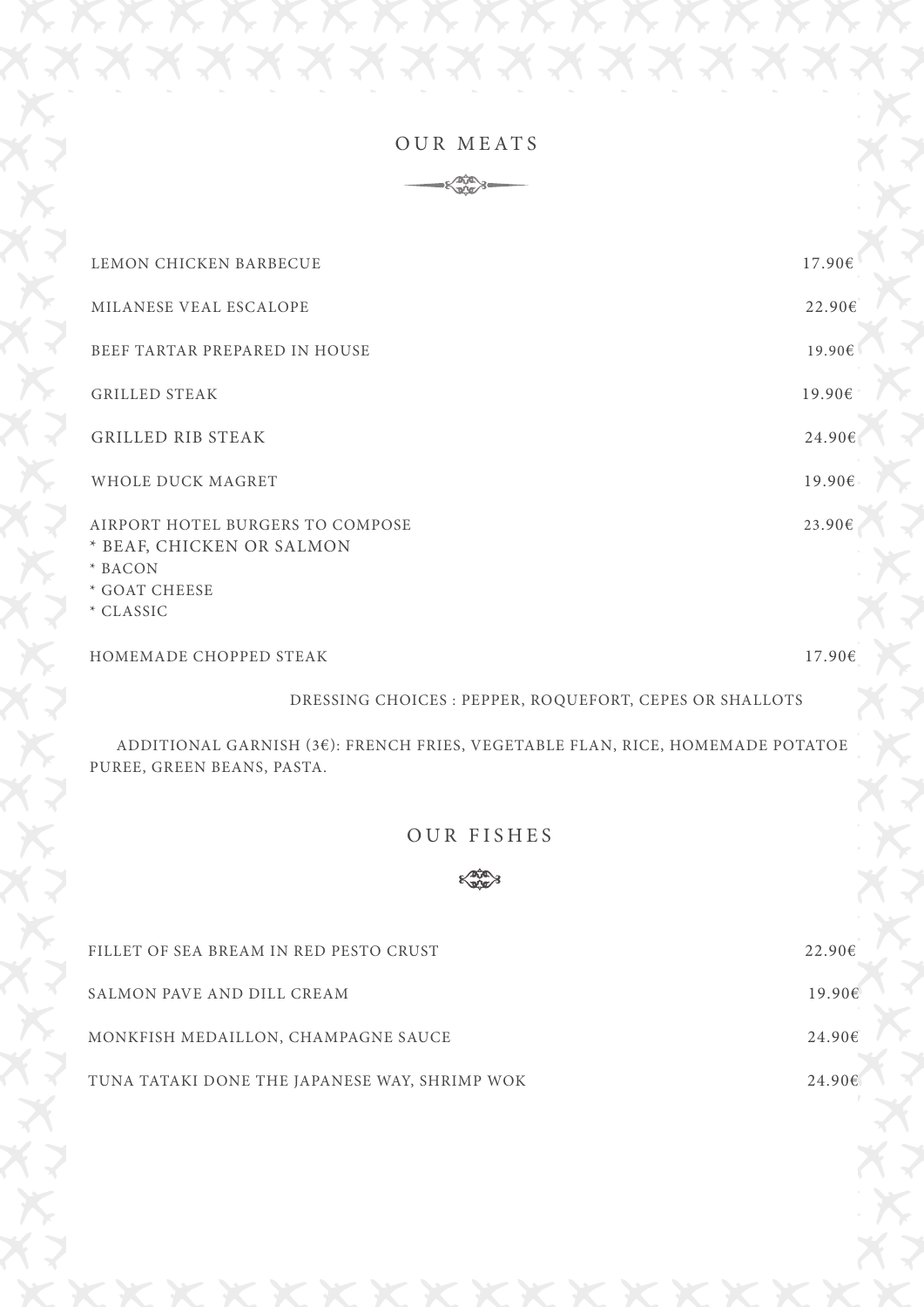## OUR MEATS

| | |
|---|---|
| LEMON CHICKEN BARBECUE | 17.90€ |
| MILANESE VEAL ESCALOPE | 22.90€ |
| BEEF TARTAR PREPARED IN HOUSE | 19.90€ |
| GRILLED STEAK | 19.90€ |
| GRILLED RIB STEAK | 24.90€ |
| WHOLE DUCK MAGRET | 19.90€ |
| AIRPORT HOTEL BURGERS TO COMPOSE<br>* BEAF, CHICKEN OR SALMON<br>* BACON<br>* GOAT CHEESE<br>* CLASSIC | 23.90€ |
| HOMEMADE CHOPPED STEAK | 17.90€ |

DRESSING CHOICES : PEPPER, ROQUEFORT, CEPES OR SHALLOTS

ADDITIONAL GARNISH (3€): FRENCH FRIES, VEGETABLE FLAN, RICE, HOMEMADE POTATOE PUREE, GREEN BEANS, PASTA.

## OUR FISHES

| | |
|---|---|
| FILLET OF SEA BREAM IN RED PESTO CRUST | 22.90€ |
| SALMON PAVE AND DILL CREAM | 19.90€ |
| MONKFISH MEDAILLON, CHAMPAGNE SAUCE | 24.90€ |
| TUNA TATAKI DONE THE JAPANESE WAY, SHRIMP WOK | 24.90€ |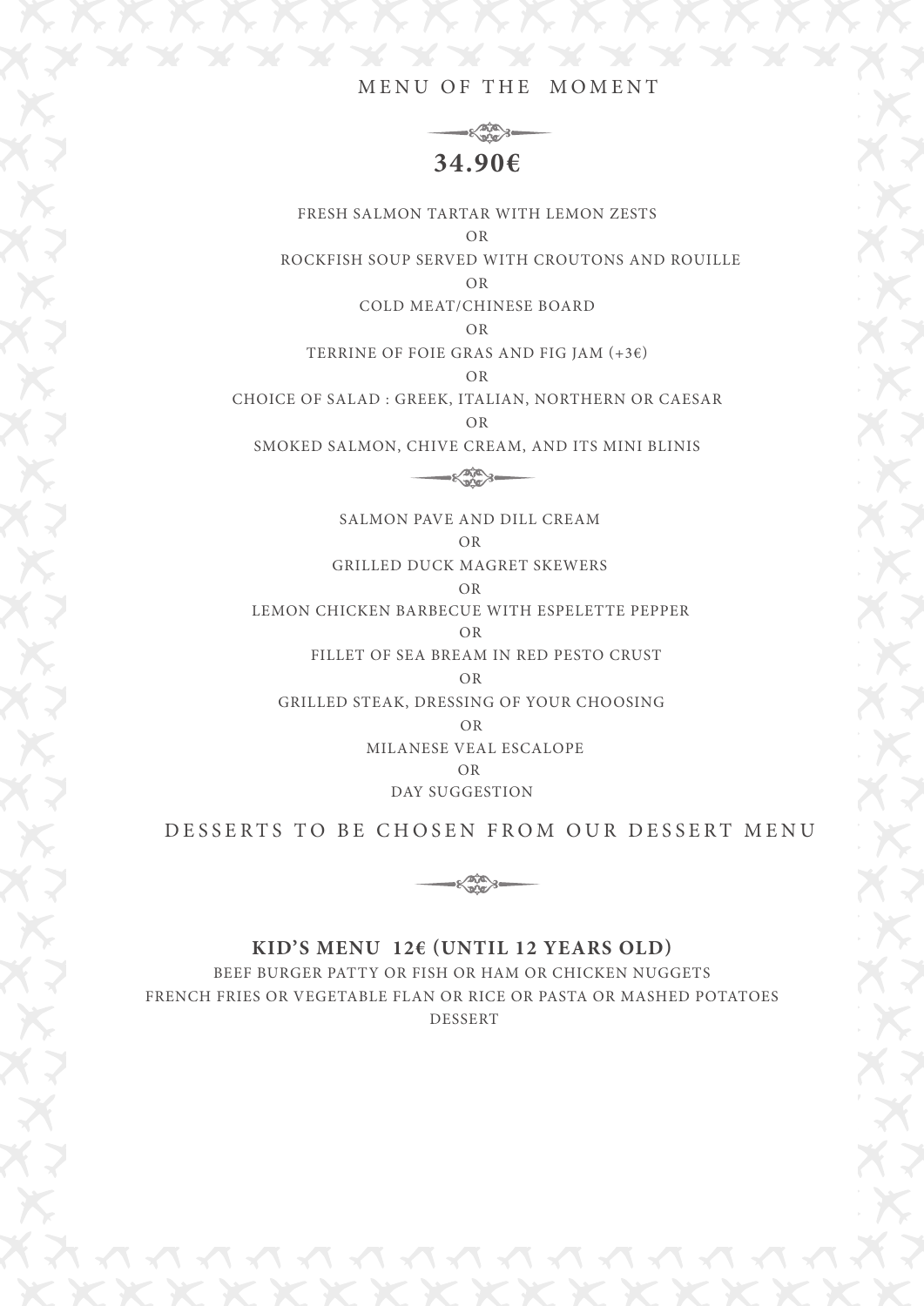# MENU OF THE MOMENT

## 34.90€

FRESH SALMON TARTAR WITH LEMON ZESTS

OR

ROCKFISH SOUP SERVED WITH CROUTONS AND ROUILLE

OR

COLD MEAT/CHINESE BOARD

OR

TERRINE OF FOIE GRAS AND FIG JAM (+3€)

OR

CHOICE OF SALAD : GREEK, ITALIAN, NORTHERN OR CAESAR

OR

SMOKED SALMON, CHIVE CREAM, AND ITS MINI BLINIS

SALMON PAVE AND DILL CREAM

OR

GRILLED DUCK MAGRET SKEWERS

OR

LEMON CHICKEN BARBECUE WITH ESPELETTE PEPPER

OR

FILLET OF SEA BREAM IN RED PESTO CRUST

OR

GRILLED STEAK, DRESSING OF YOUR CHOOSING

OR

MILANESE VEAL ESCALOPE

OR

DAY SUGGESTION

DESSERTS TO BE CHOSEN FROM OUR DESSERT MENU

**KID'S MENU 12€ (UNTIL 12 YEARS OLD)**

BEEF BURGER PATTY OR FISH OR HAM OR CHICKEN NUGGETS

FRENCH FRIES OR VEGETABLE FLAN OR RICE OR PASTA OR MASHED POTATOES

DESSERT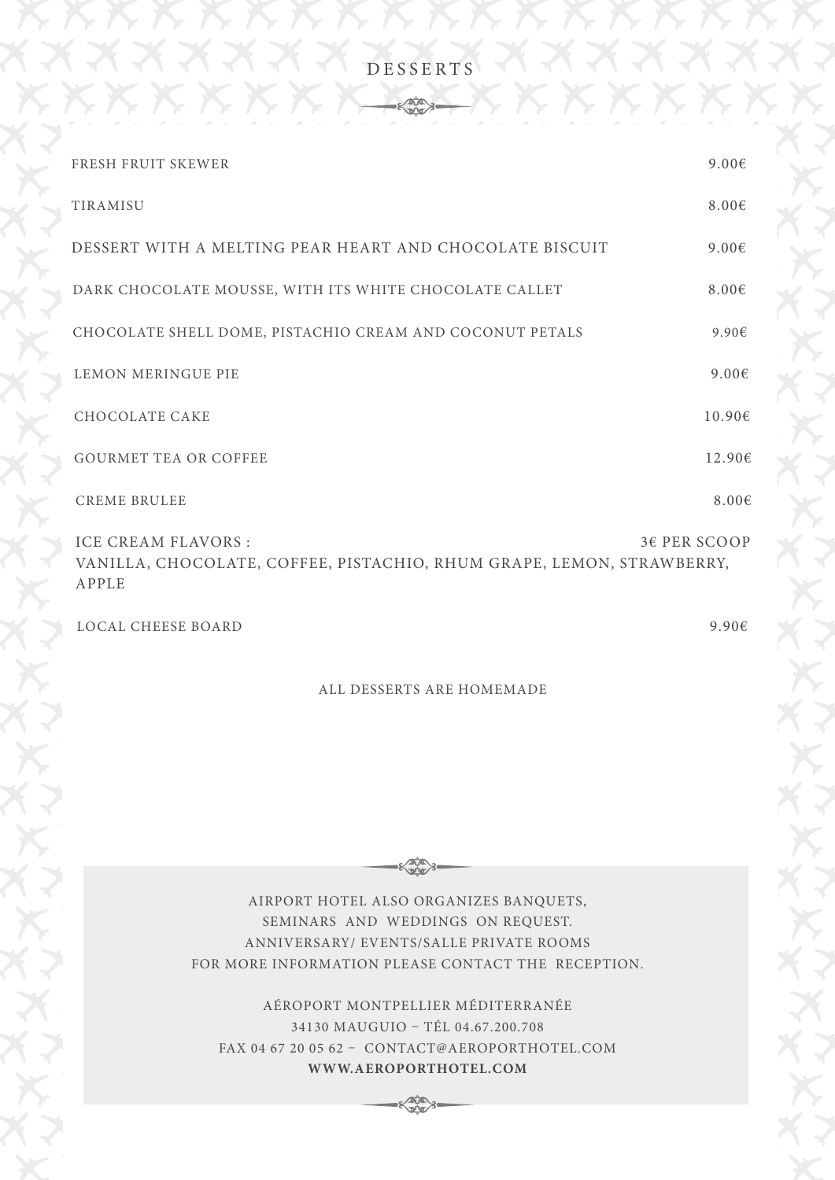# DESSERTS

| | |
|---|---|
| FRESH FRUIT SKEWER | 9.00€ |
| TIRAMISU | 8.00€ |
| DESSERT WITH A MELTING PEAR HEART AND CHOCOLATE BISCUIT | 9.00€ |
| DARK CHOCOLATE MOUSSE, WITH ITS WHITE CHOCOLATE CALLET | 8.00€ |
| CHOCOLATE SHELL DOME, PISTACHIO CREAM AND COCONUT PETALS | 9.90€ |
| LEMON MERINGUE PIE | 9.00€ |
| CHOCOLATE CAKE | 10.90€ |
| GOURMET TEA OR COFFEE | 12.90€ |
| CREME BRULEE | 8.00€ |
| ICE CREAM FLAVORS : VANILLA, CHOCOLATE, COFFEE, PISTACHIO, RHUM GRAPE, LEMON, STRAWBERRY, APPLE | 3€ PER SCOOP |
| LOCAL CHEESE BOARD | 9.90€ |

ALL DESSERTS ARE HOMEMADE

AIRPORT HOTEL ALSO ORGANIZES BANQUETS,
SEMINARS AND WEDDINGS ON REQUEST.
ANNIVERSARY/ EVENTS/SALLE PRIVATE ROOMS
FOR MORE INFORMATION PLEASE CONTACT THE RECEPTION.

AÉROPORT MONTPELLIER MÉDITERRANÉE
34130 MAUGUIO – TÉL 04.67.200.708
FAX 04 67 20 05 62 – CONTACT@AEROPORTHOTEL.COM
**WWW.AEROPORTHOTEL.COM**